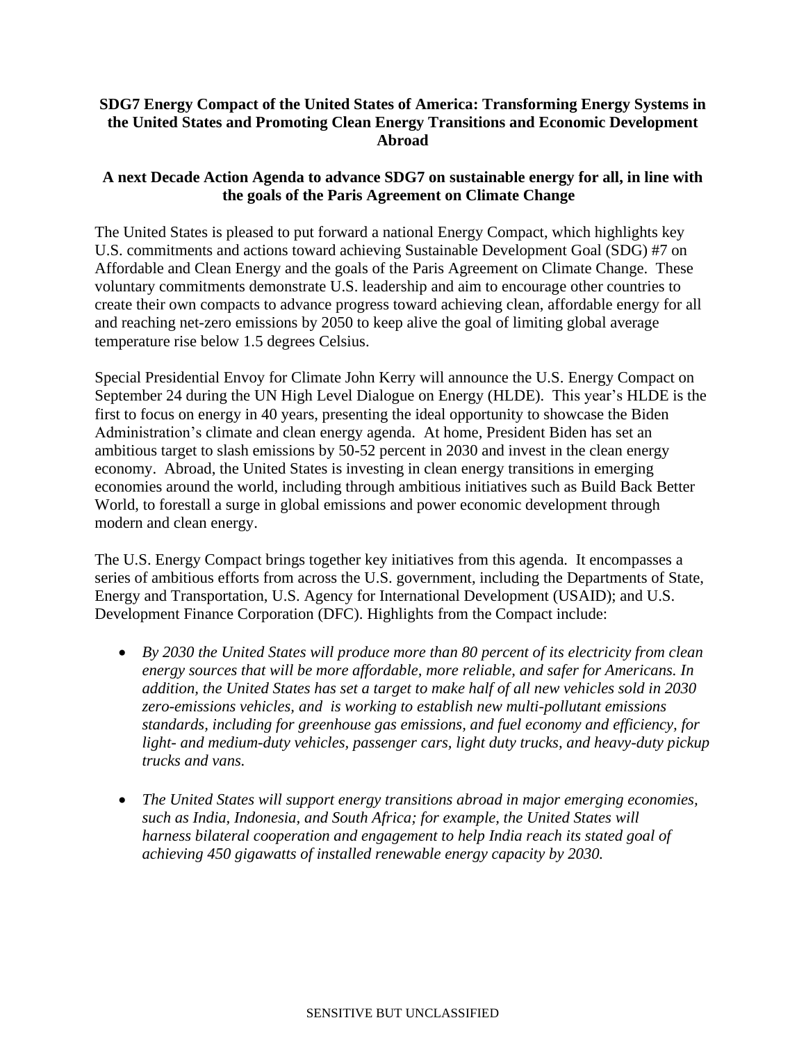**SDG7 Energy Compact of the United States of America: Transforming Energy Systems in the United States and Promoting Clean Energy Transitions and Economic Development Abroad**

**A next Decade Action Agenda to advance SDG7 on sustainable energy for all, in line with the goals of the Paris Agreement on Climate Change**

The United States is pleased to put forward a national Energy Compact, which highlights key U.S. commitments and actions toward achieving Sustainable Development Goal (SDG) #7 on Affordable and Clean Energy and the goals of the Paris Agreement on Climate Change. These voluntary commitments demonstrate U.S. leadership and aim to encourage other countries to create their own compacts to advance progress toward achieving clean, affordable energy for all and reaching net-zero emissions by 2050 to keep alive the goal of limiting global average temperature rise below 1.5 degrees Celsius.

Special Presidential Envoy for Climate John Kerry will announce the U.S. Energy Compact on September 24 during the UN High Level Dialogue on Energy (HLDE). This year's HLDE is the first to focus on energy in 40 years, presenting the ideal opportunity to showcase the Biden Administration's climate and clean energy agenda. At home, President Biden has set an ambitious target to slash emissions by 50-52 percent in 2030 and invest in the clean energy economy. Abroad, the United States is investing in clean energy transitions in emerging economies around the world, including through ambitious initiatives such as Build Back Better World, to forestall a surge in global emissions and power economic development through modern and clean energy.

The U.S. Energy Compact brings together key initiatives from this agenda. It encompasses a series of ambitious efforts from across the U.S. government, including the Departments of State, Energy and Transportation, U.S. Agency for International Development (USAID); and U.S. Development Finance Corporation (DFC). Highlights from the Compact include:

- *By 2030 the United States will produce more than 80 percent of its electricity from clean energy sources that will be more affordable, more reliable, and safer for Americans. In addition, the United States has set a target to make half of all new vehicles sold in 2030 zero-emissions vehicles, and is working to establish new multi-pollutant emissions standards, including for greenhouse gas emissions, and fuel economy and efficiency, for light- and medium-duty vehicles, passenger cars, light duty trucks, and heavy-duty pickup trucks and vans.*

- *The United States will support energy transitions abroad in major emerging economies, such as India, Indonesia, and South Africa; for example, the United States will harness bilateral cooperation and engagement to help India reach its stated goal of achieving 450 gigawatts of installed renewable energy capacity by 2030.*

SENSITIVE BUT UNCLASSIFIED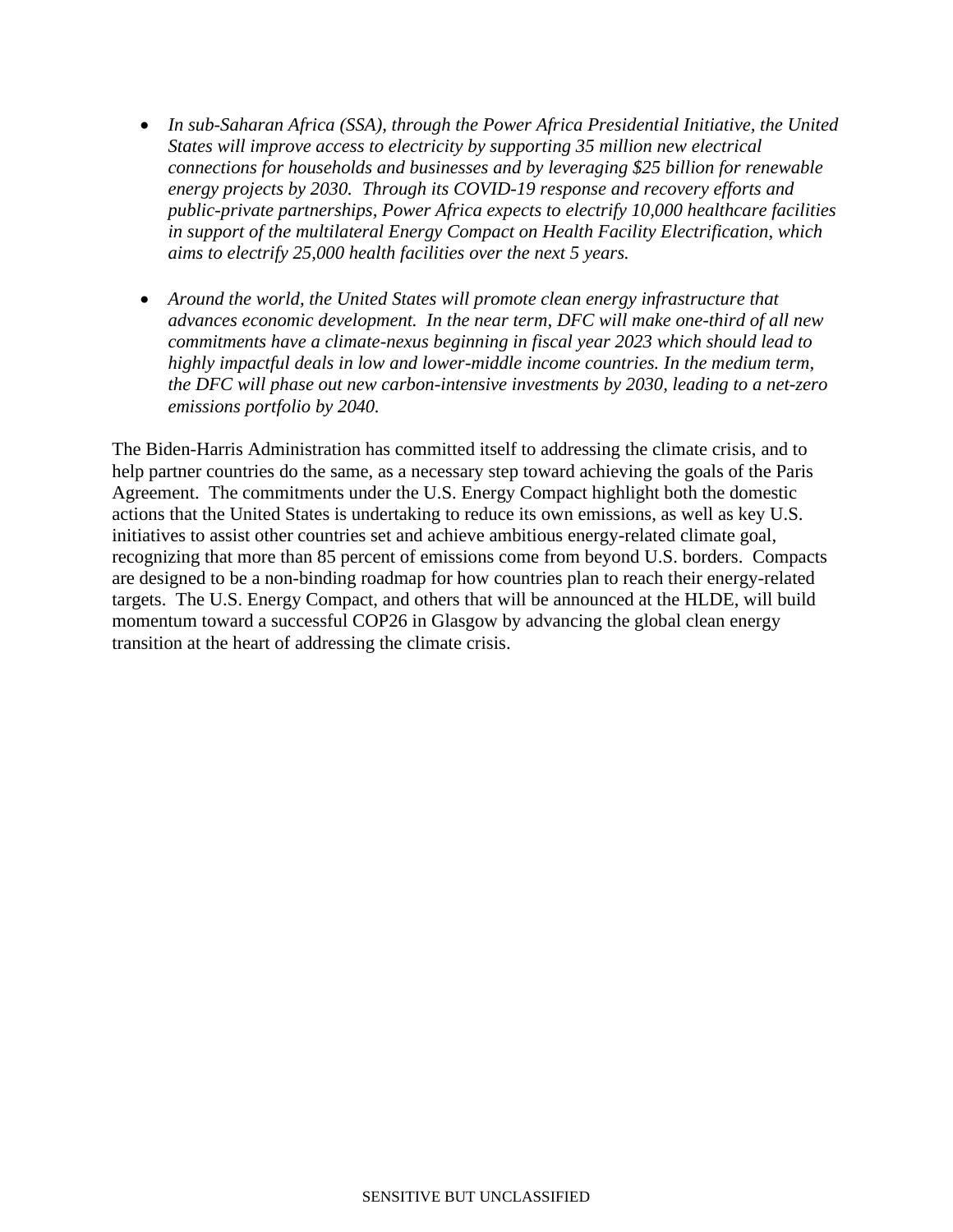- *In sub-Saharan Africa (SSA), through the Power Africa Presidential Initiative, the United States will improve access to electricity by supporting 35 million new electrical connections for households and businesses and by leveraging $25 billion for renewable energy projects by 2030. Through its COVID-19 response and recovery efforts and public-private partnerships, Power Africa expects to electrify 10,000 healthcare facilities in support of the multilateral Energy Compact on Health Facility Electrification, which aims to electrify 25,000 health facilities over the next 5 years.*

- *Around the world, the United States will promote clean energy infrastructure that advances economic development. In the near term, DFC will make one-third of all new commitments have a climate-nexus beginning in fiscal year 2023 which should lead to highly impactful deals in low and lower-middle income countries. In the medium term, the DFC will phase out new carbon-intensive investments by 2030, leading to a net-zero emissions portfolio by 2040.*

The Biden-Harris Administration has committed itself to addressing the climate crisis, and to help partner countries do the same, as a necessary step toward achieving the goals of the Paris Agreement. The commitments under the U.S. Energy Compact highlight both the domestic actions that the United States is undertaking to reduce its own emissions, as well as key U.S. initiatives to assist other countries set and achieve ambitious energy-related climate goal, recognizing that more than 85 percent of emissions come from beyond U.S. borders. Compacts are designed to be a non-binding roadmap for how countries plan to reach their energy-related targets. The U.S. Energy Compact, and others that will be announced at the HLDE, will build momentum toward a successful COP26 in Glasgow by advancing the global clean energy transition at the heart of addressing the climate crisis.

SENSITIVE BUT UNCLASSIFIED